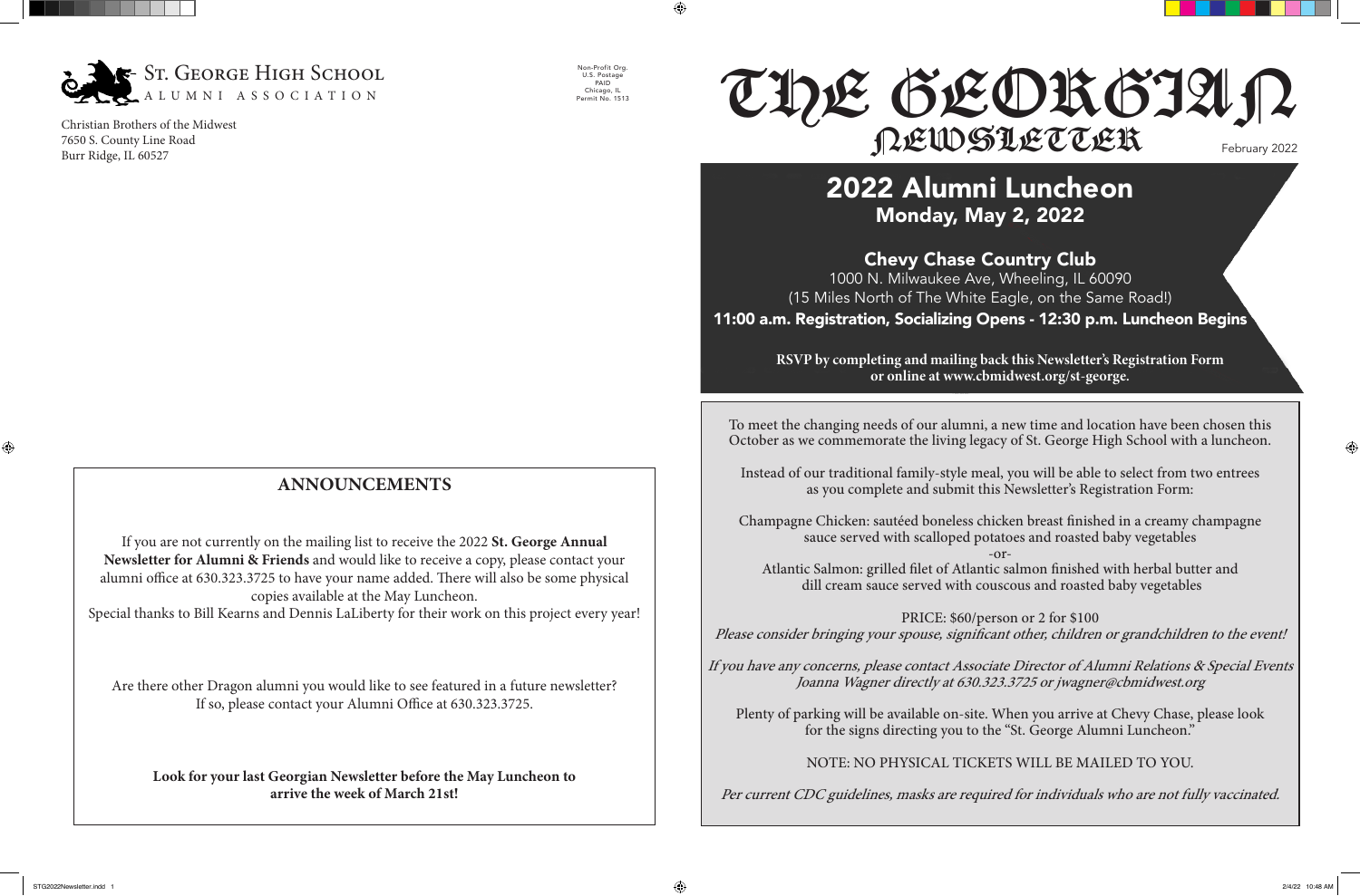ST. GEORGE HIGH SCHOOL
ALUMNI ASSOCIATION

Christian Brothers of the Midwest
7650 S. County Line Road
Burr Ridge, IL 60527

Non-Profit Org.
U.S. Postage
PAID
Chicago, IL
Permit No. 1513

# THE GEORGIAN NEWSLETTER

February 2022

## 2022 Alumni Luncheon

### Monday, May 2, 2022

### Chevy Chase Country Club

1000 N. Milwaukee Ave, Wheeling, IL 60090
(15 Miles North of The White Eagle, on the Same Road!)

**11:00 a.m. Registration, Socializing Opens - 12:30 p.m. Luncheon Begins**

**RSVP by completing and mailing back this Newsletter's Registration Form or online at www.cbmidwest.org/st-george.**

To meet the changing needs of our alumni, a new time and location have been chosen this October as we commemorate the living legacy of St. George High School with a luncheon.

Instead of our traditional family-style meal, you will be able to select from two entrees as you complete and submit this Newsletter's Registration Form:

Champagne Chicken: sautéed boneless chicken breast finished in a creamy champagne sauce served with scalloped potatoes and roasted baby vegetables

-or-

Atlantic Salmon: grilled filet of Atlantic salmon finished with herbal butter and dill cream sauce served with couscous and roasted baby vegetables

PRICE: $60/person or 2 for $100

*Please consider bringing your spouse, significant other, children or grandchildren to the event!*

*If you have any concerns, please contact Associate Director of Alumni Relations & Special Events Joanna Wagner directly at 630.323.3725 or jwagner@cbmidwest.org*

Plenty of parking will be available on-site. When you arrive at Chevy Chase, please look for the signs directing you to the "St. George Alumni Luncheon."

NOTE: NO PHYSICAL TICKETS WILL BE MAILED TO YOU.

*Per current CDC guidelines, masks are required for individuals who are not fully vaccinated.*

## ANNOUNCEMENTS

If you are not currently on the mailing list to receive the 2022 **St. George Annual Newsletter for Alumni & Friends** and would like to receive a copy, please contact your alumni office at 630.323.3725 to have your name added. There will also be some physical copies available at the May Luncheon.

Special thanks to Bill Kearns and Dennis LaLiberty for their work on this project every year!

Are there other Dragon alumni you would like to see featured in a future newsletter? If so, please contact your Alumni Office at 630.323.3725.

**Look for your last Georgian Newsletter before the May Luncheon to arrive the week of March 21st!**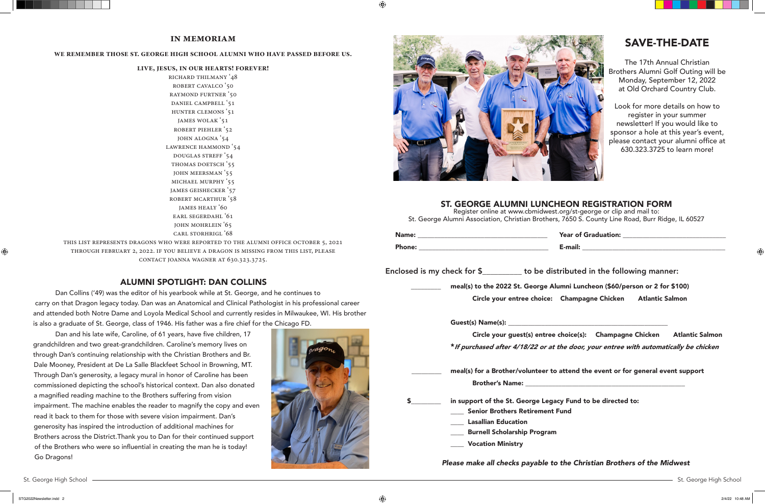## IN MEMORIAM

**WE REMEMBER THOSE ST. GEORGE HIGH SCHOOL ALUMNI WHO HAVE PASSED BEFORE US.**

**LIVE, JESUS, IN OUR HEARTS! FOREVER!**

RICHARD THILMANY '48
ROBERT CAVALCO '50
RAYMOND FURTNER '50
DANIEL CAMPBELL '51
HUNTER CLEMONS '51
JAMES WOLAK '51
ROBERT PIEHLER '52
JOHN ALOGNA '54
LAWRENCE HAMMOND '54
DOUGLAS STREFF '54
THOMAS DOETSCH '55
JOHN MEERSMAN '55
MICHAEL MURPHY '55
JAMES GEISHECKER '57
ROBERT MCARTHUR '58
JAMES HEALY '60
EARL SEGERDAHL '61
JOHN MOHRLEIN '65
CARL STORHRIGL '68

THIS LIST REPRESENTS DRAGONS WHO WERE REPORTED TO THE ALUMNI OFFICE OCTOBER 5, 2021 THROUGH FEBRUARY 2, 2022. IF YOU BELIEVE A DRAGON IS MISSING FROM THIS LIST, PLEASE CONTACT JOANNA WAGNER AT 630.323.3725.

## ALUMNI SPOTLIGHT: DAN COLLINS

Dan Collins ('49) was the editor of his yearbook while at St. George, and he continues to carry on that Dragon legacy today. Dan was an Anatomical and Clinical Pathologist in his professional career and attended both Notre Dame and Loyola Medical School and currently resides in Milwaukee, WI. His brother is also a graduate of St. George, class of 1946. His father was a fire chief for the Chicago FD.

Dan and his late wife, Caroline, of 61 years, have five children, 17 grandchildren and two great-grandchildren. Caroline's memory lives on through Dan's continuing relationship with the Christian Brothers and Br. Dale Mooney, President at De La Salle Blackfeet School in Browning, MT. Through Dan's generosity, a legacy mural in honor of Caroline has been commissioned depicting the school's historical context. Dan also donated a magnified reading machine to the Brothers suffering from vision impairment. The machine enables the reader to magnify the copy and even read it back to them for those with severe vision impairment. Dan's generosity has inspired the introduction of additional machines for Brothers across the District.Thank you to Dan for their continued support of the Brothers who were so influential in creating the man he is today! Go Dragons!

## SAVE-THE-DATE

The 17th Annual Christian Brothers Alumni Golf Outing will be Monday, September 12, 2022 at Old Orchard Country Club.

Look for more details on how to register in your summer newsletter! If you would like to sponsor a hole at this year's event, please contact your alumni office at 630.323.3725 to learn more!

## ST. GEORGE ALUMNI LUNCHEON REGISTRATION FORM

Register online at www.cbmidwest.org/st-george or clip and mail to:
St. George Alumni Association, Christian Brothers, 7650 S. County Line Road, Burr Ridge, IL 60527

**Name:** ______________________ **Year of Graduation:** ______________________

**Phone:** ______________________ **E-mail:** ______________________

Enclosed is my check for $_________ to be distributed in the following manner:

________ **meal(s) to the 2022 St. George Alumni Luncheon ($60/person or 2 for $100)**

**Circle your entree choice: Champagne Chicken Atlantic Salmon**

**Guest(s) Name(s):** ______________________

**Circle your guest(s) entree choice(s): Champagne Chicken Atlantic Salmon**

***If purchased after 4/18/22 or at the door, your entree with automatically be chicken***

________ **meal(s) for a Brother/volunteer to attend the event or for general event support**

**Brother's Name:** ______________________

$________ **in support of the St. George Legacy Fund to be directed to:**

- ____ **Senior Brothers Retirement Fund**
- ____ **Lasallian Education**
- ____ **Burnell Scholarship Program**
- ____ **Vocation Ministry**

***Please make all checks payable to the Christian Brothers of the Midwest***